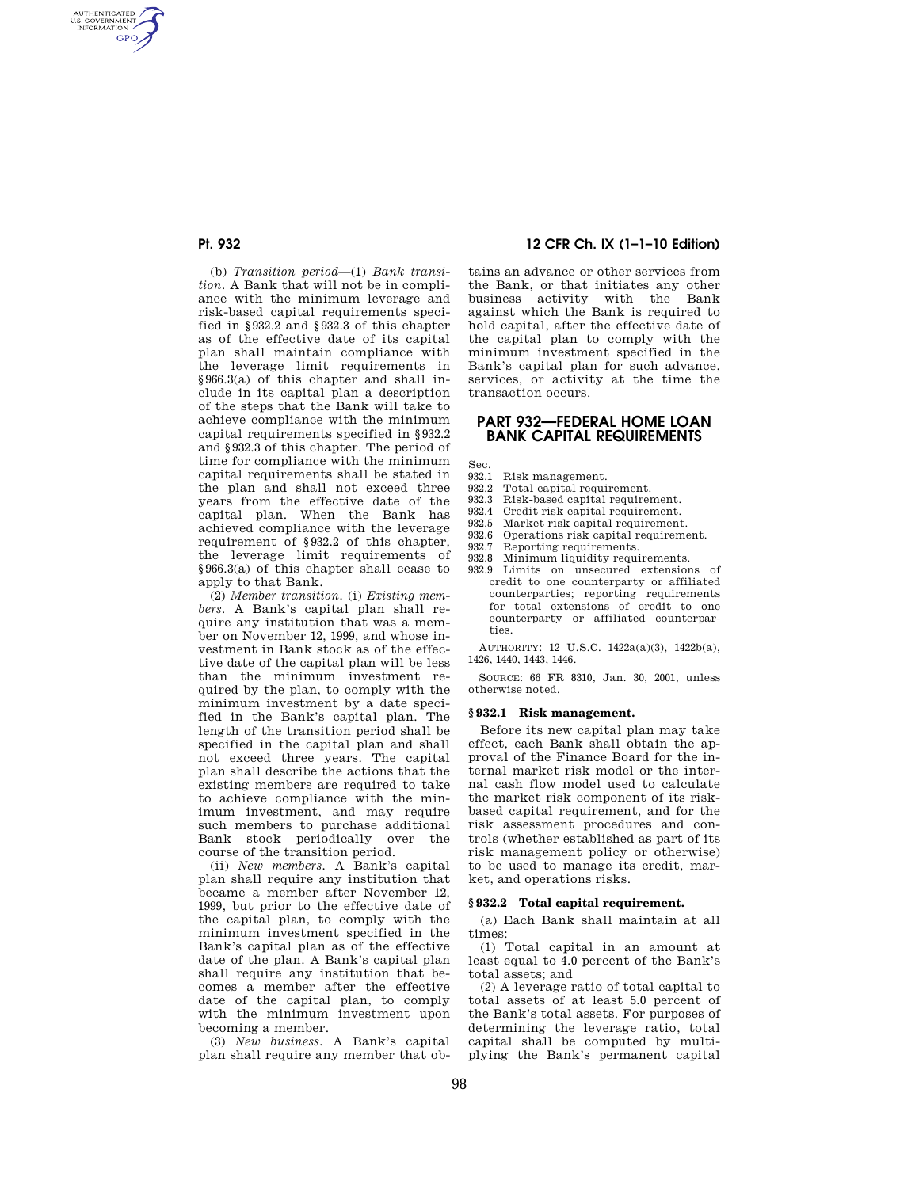(b) *Transition period*—(1) *Bank transition.* A Bank that will not be in compliance with the minimum leverage and risk-based capital requirements specified in §932.2 and §932.3 of this chapter as of the effective date of its capital plan shall maintain compliance with the leverage limit requirements in §966.3(a) of this chapter and shall include in its capital plan a description of the steps that the Bank will take to achieve compliance with the minimum capital requirements specified in §932.2 and §932.3 of this chapter. The period of time for compliance with the minimum capital requirements shall be stated in the plan and shall not exceed three years from the effective date of the capital plan. When the Bank has achieved compliance with the leverage requirement of §932.2 of this chapter, the leverage limit requirements of §966.3(a) of this chapter shall cease to apply to that Bank.

(2) *Member transition.* (i) *Existing members.* A Bank's capital plan shall require any institution that was a member on November 12, 1999, and whose investment in Bank stock as of the effective date of the capital plan will be less than the minimum investment required by the plan, to comply with the minimum investment by a date specified in the Bank's capital plan. The length of the transition period shall be specified in the capital plan and shall not exceed three years. The capital plan shall describe the actions that the existing members are required to take to achieve compliance with the minimum investment, and may require such members to purchase additional Bank stock periodically over the course of the transition period.

(ii) *New members.* A Bank's capital plan shall require any institution that became a member after November 12, 1999, but prior to the effective date of the capital plan, to comply with the minimum investment specified in the Bank's capital plan as of the effective date of the plan. A Bank's capital plan shall require any institution that becomes a member after the effective date of the capital plan, to comply with the minimum investment upon becoming a member.

(3) *New business.* A Bank's capital plan shall require any member that obtains an advance or other services from the Bank, or that initiates any other business activity with the Bank against which the Bank is required to hold capital, after the effective date of the capital plan to comply with the minimum investment specified in the Bank's capital plan for such advance, services, or activity at the time the transaction occurs.

# PART 932—FEDERAL HOME LOAN BANK CAPITAL REQUIREMENTS

Sec.
932.1 Risk management.
932.2 Total capital requirement.
932.3 Risk-based capital requirement.
932.4 Credit risk capital requirement.
932.5 Market risk capital requirement.
932.6 Operations risk capital requirement.
932.7 Reporting requirements.
932.8 Minimum liquidity requirements.
932.9 Limits on unsecured extensions of credit to one counterparty or affiliated counterparties; reporting requirements for total extensions of credit to one counterparty or affiliated counterparties.

AUTHORITY: 12 U.S.C. 1422a(a)(3), 1422b(a), 1426, 1440, 1443, 1446.

SOURCE: 66 FR 8310, Jan. 30, 2001, unless otherwise noted.

## § 932.1 Risk management.

Before its new capital plan may take effect, each Bank shall obtain the approval of the Finance Board for the internal market risk model or the internal cash flow model used to calculate the market risk component of its risk-based capital requirement, and for the risk assessment procedures and controls (whether established as part of its risk management policy or otherwise) to be used to manage its credit, market, and operations risks.

## § 932.2 Total capital requirement.

(a) Each Bank shall maintain at all times:

(1) Total capital in an amount at least equal to 4.0 percent of the Bank's total assets; and

(2) A leverage ratio of total capital to total assets of at least 5.0 percent of the Bank's total assets. For purposes of determining the leverage ratio, total capital shall be computed by multiplying the Bank's permanent capital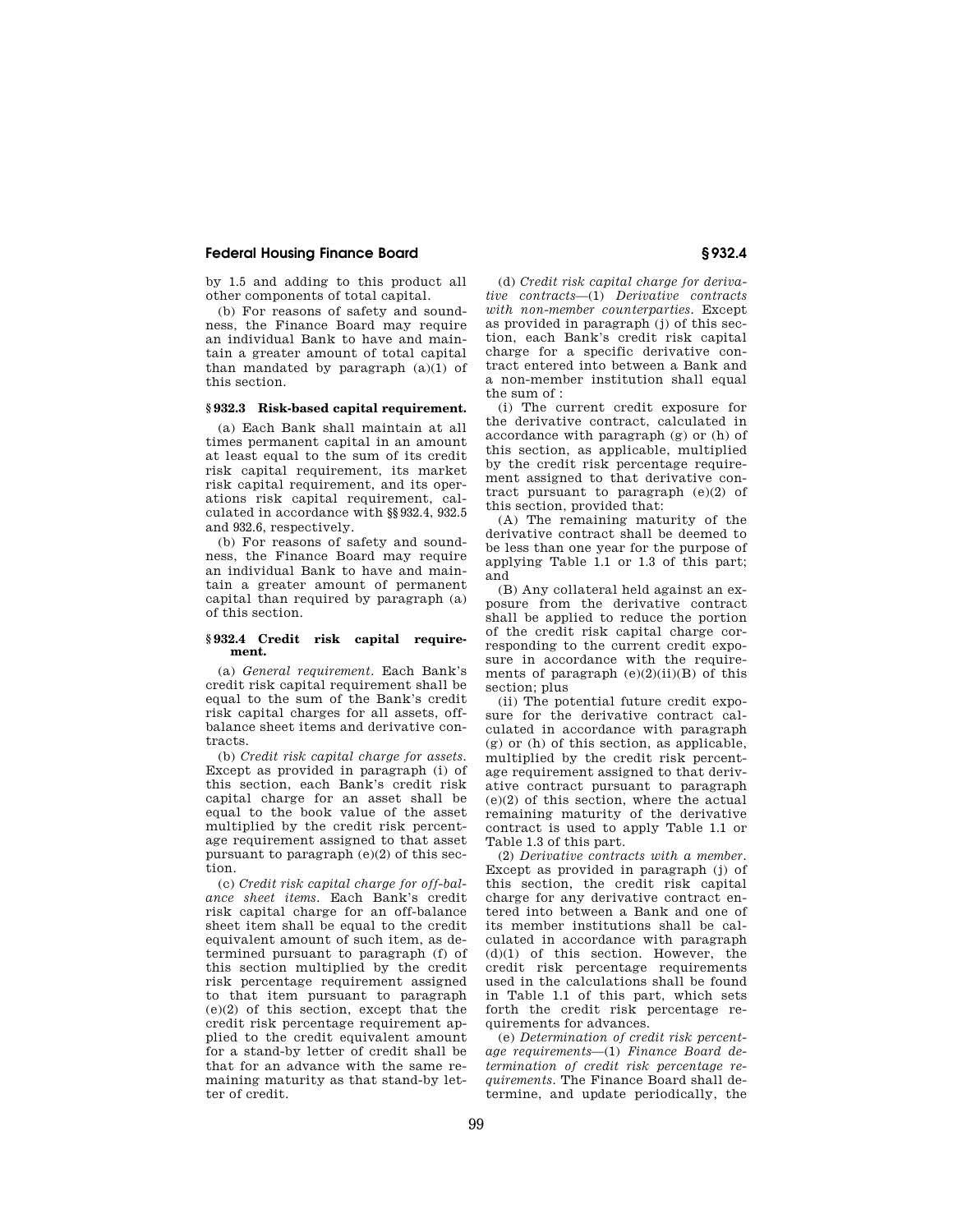by 1.5 and adding to this product all other components of total capital.

(b) For reasons of safety and soundness, the Finance Board may require an individual Bank to have and maintain a greater amount of total capital than mandated by paragraph (a)(1) of this section.

### § 932.3 Risk-based capital requirement.

(a) Each Bank shall maintain at all times permanent capital in an amount at least equal to the sum of its credit risk capital requirement, its market risk capital requirement, and its operations risk capital requirement, calculated in accordance with §§ 932.4, 932.5 and 932.6, respectively.

(b) For reasons of safety and soundness, the Finance Board may require an individual Bank to have and maintain a greater amount of permanent capital than required by paragraph (a) of this section.

### § 932.4 Credit risk capital requirement.

(a) *General requirement.* Each Bank's credit risk capital requirement shall be equal to the sum of the Bank's credit risk capital charges for all assets, off-balance sheet items and derivative contracts.

(b) *Credit risk capital charge for assets.* Except as provided in paragraph (i) of this section, each Bank's credit risk capital charge for an asset shall be equal to the book value of the asset multiplied by the credit risk percentage requirement assigned to that asset pursuant to paragraph (e)(2) of this section.

(c) *Credit risk capital charge for off-balance sheet items.* Each Bank's credit risk capital charge for an off-balance sheet item shall be equal to the credit equivalent amount of such item, as determined pursuant to paragraph (f) of this section multiplied by the credit risk percentage requirement assigned to that item pursuant to paragraph (e)(2) of this section, except that the credit risk percentage requirement applied to the credit equivalent amount for a stand-by letter of credit shall be that for an advance with the same remaining maturity as that stand-by letter of credit.

(d) *Credit risk capital charge for derivative contracts*—(1) *Derivative contracts with non-member counterparties.* Except as provided in paragraph (j) of this section, each Bank's credit risk capital charge for a specific derivative contract entered into between a Bank and a non-member institution shall equal the sum of :

(i) The current credit exposure for the derivative contract, calculated in accordance with paragraph (g) or (h) of this section, as applicable, multiplied by the credit risk percentage requirement assigned to that derivative contract pursuant to paragraph (e)(2) of this section, provided that:

(A) The remaining maturity of the derivative contract shall be deemed to be less than one year for the purpose of applying Table 1.1 or 1.3 of this part; and

(B) Any collateral held against an exposure from the derivative contract shall be applied to reduce the portion of the credit risk capital charge corresponding to the current credit exposure in accordance with the requirements of paragraph (e)(2)(ii)(B) of this section; plus

(ii) The potential future credit exposure for the derivative contract calculated in accordance with paragraph (g) or (h) of this section, as applicable, multiplied by the credit risk percentage requirement assigned to that derivative contract pursuant to paragraph (e)(2) of this section, where the actual remaining maturity of the derivative contract is used to apply Table 1.1 or Table 1.3 of this part.

(2) *Derivative contracts with a member.* Except as provided in paragraph (j) of this section, the credit risk capital charge for any derivative contract entered into between a Bank and one of its member institutions shall be calculated in accordance with paragraph (d)(1) of this section. However, the credit risk percentage requirements used in the calculations shall be found in Table 1.1 of this part, which sets forth the credit risk percentage requirements for advances.

(e) *Determination of credit risk percentage requirements*—(1) *Finance Board determination of credit risk percentage requirements.* The Finance Board shall determine, and update periodically, the